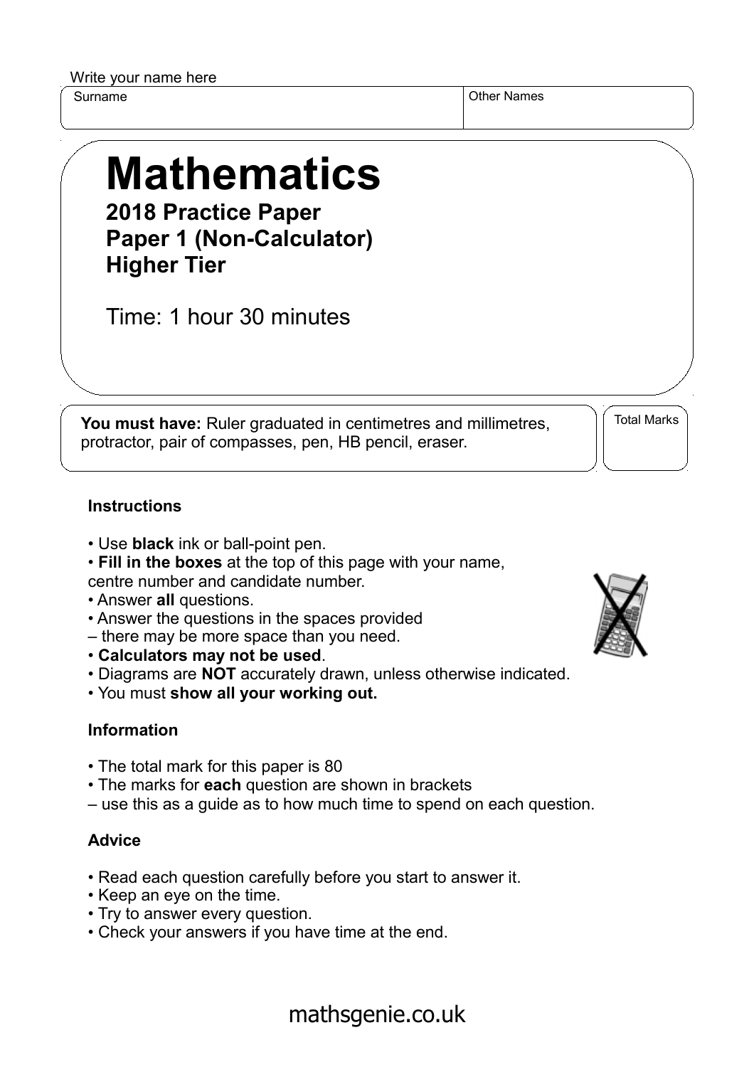Write your name here

| Surname | Other Names |
| --- | --- |
| | |

# Mathematics

**2018 Practice Paper**
**Paper 1 (Non-Calculator)**
**Higher Tier**

Time: 1 hour 30 minutes

**You must have:** Ruler graduated in centimetres and millimetres, protractor, pair of compasses, pen, HB pencil, eraser.

Total Marks

### Instructions

- Use **black** ink or ball-point pen.
- **Fill in the boxes** at the top of this page with your name, centre number and candidate number.
- Answer **all** questions.
- Answer the questions in the spaces provided – there may be more space than you need.
- **Calculators may not be used**.
- Diagrams are **NOT** accurately drawn, unless otherwise indicated.
- You must **show all your working out.**

### Information

- The total mark for this paper is 80
- The marks for **each** question are shown in brackets – use this as a guide as to how much time to spend on each question.

### Advice

- Read each question carefully before you start to answer it.
- Keep an eye on the time.
- Try to answer every question.
- Check your answers if you have time at the end.

mathsgenie.co.uk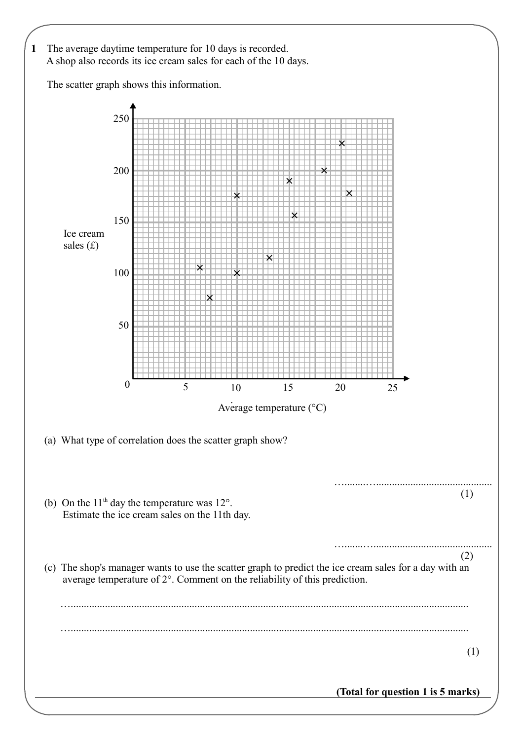**1** The average daytime temperature for 10 days is recorded.
A shop also records its ice cream sales for each of the 10 days.

The scatter graph shows this information.

(a) What type of correlation does the scatter graph show?

…..............................................................

(1)

(b) On the 11th day the temperature was 12°.
Estimate the ice cream sales on the 11th day.

…..............................................................

(2)

(c) The shop's manager wants to use the scatter graph to predict the ice cream sales for a day with an average temperature of 2°. Comment on the reliability of this prediction.

…..............................................................................................................................................

…..............................................................................................................................................

(1)

**(Total for question 1 is 5 marks)**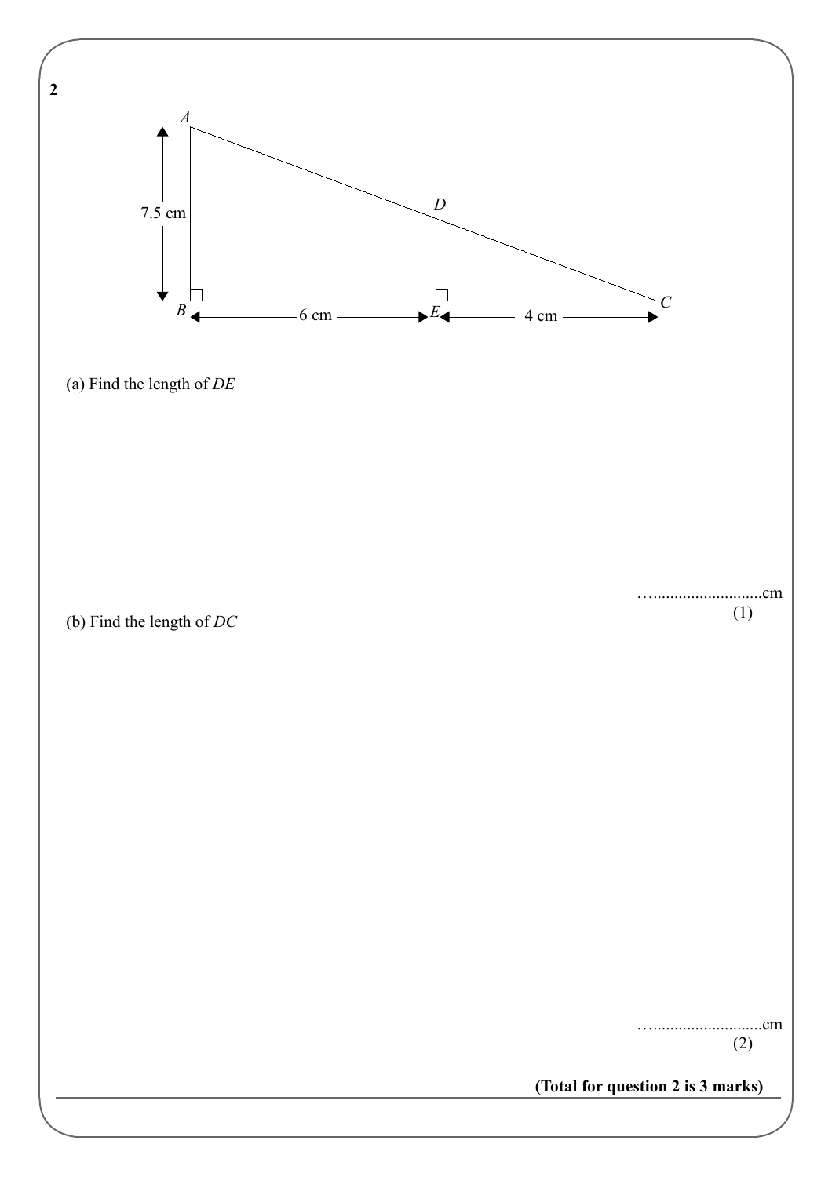**2**

(a) Find the length of $DE$

…..........................cm
(1)

(b) Find the length of $DC$

…..........................cm
(2)

**(Total for question 2 is 3 marks)**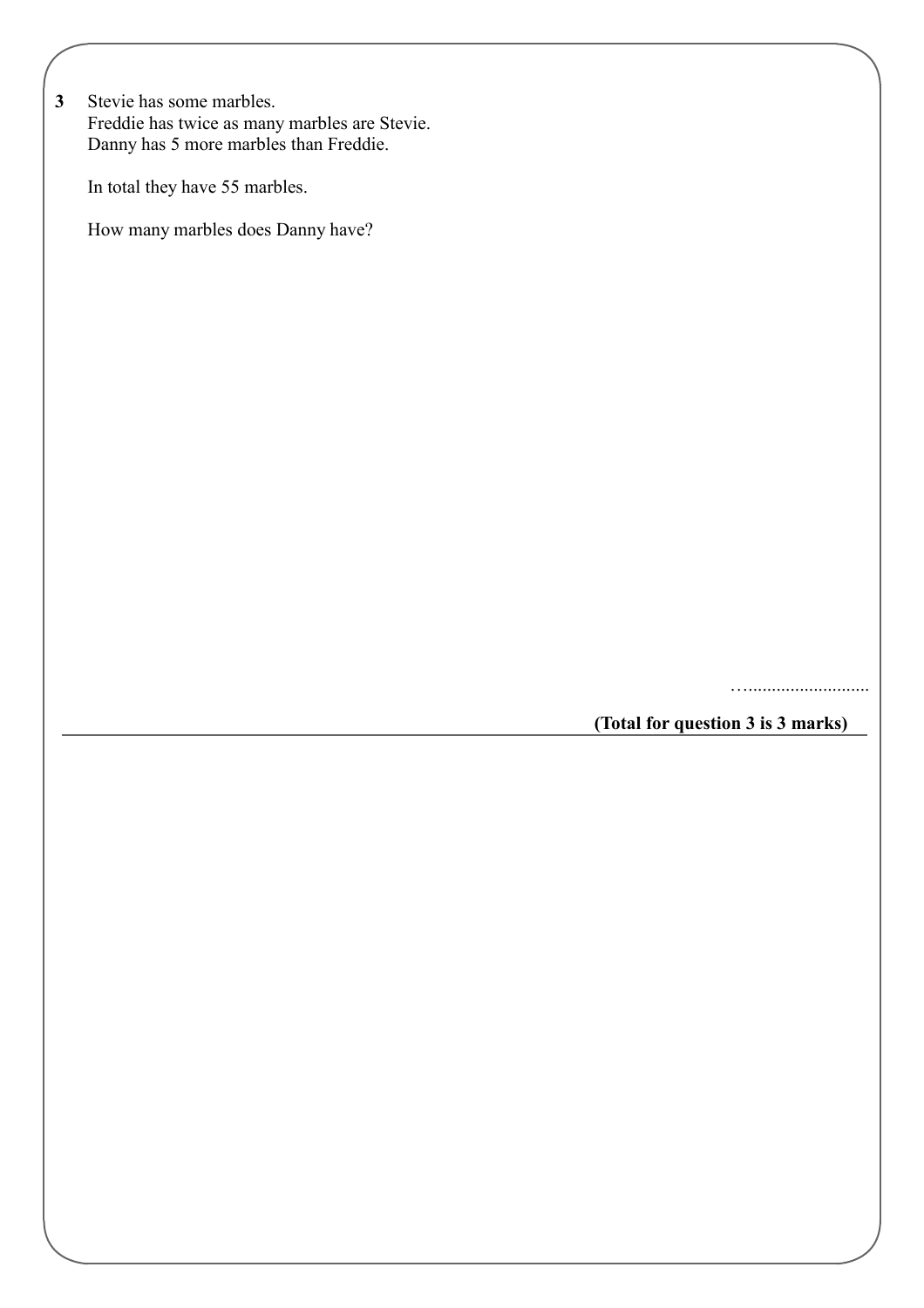**3** Stevie has some marbles.
Freddie has twice as many marbles are Stevie.
Danny has 5 more marbles than Freddie.

In total they have 55 marbles.

How many marbles does Danny have?

…..........................

**(Total for question 3 is 3 marks)**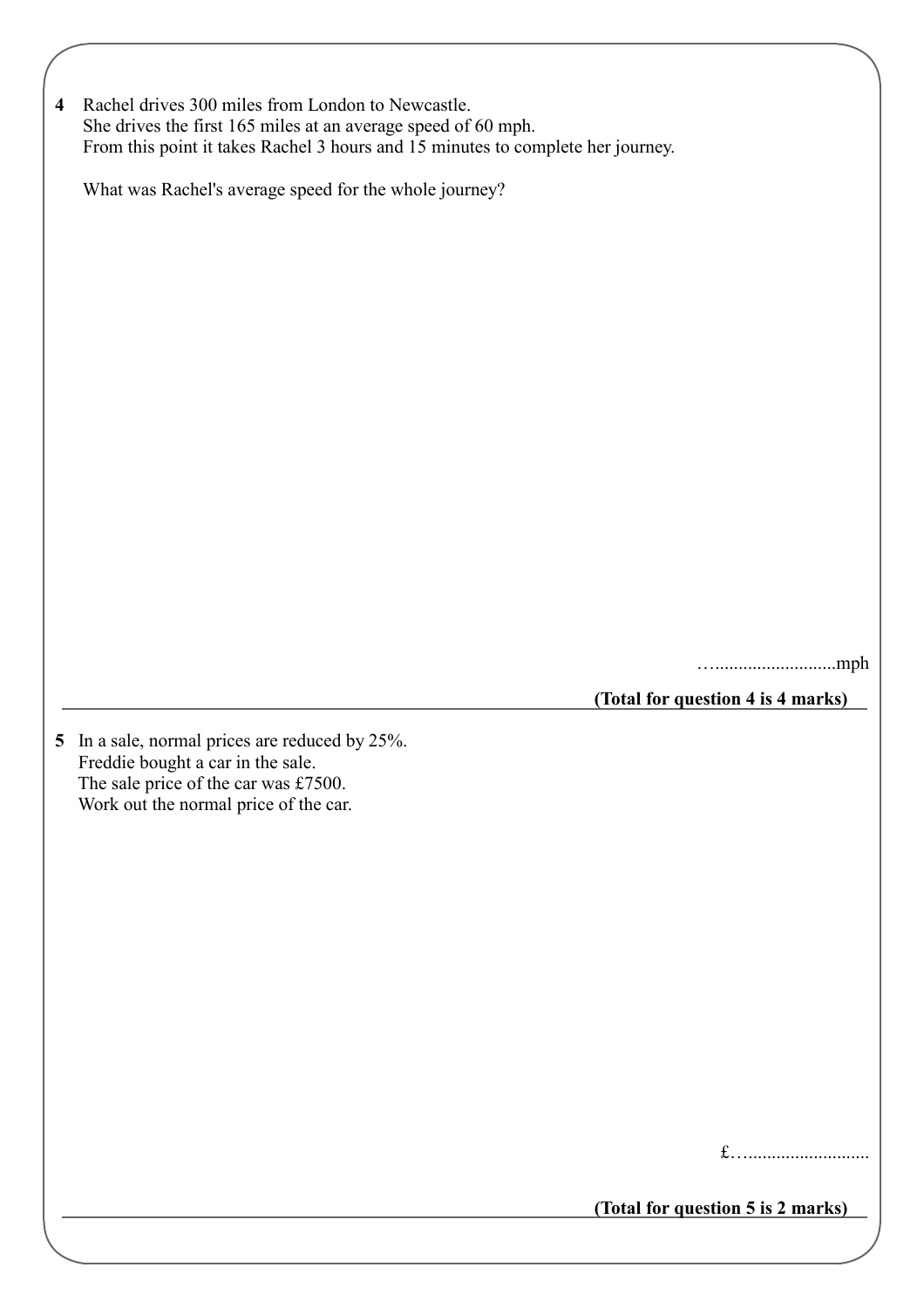**4** Rachel drives 300 miles from London to Newcastle.
She drives the first 165 miles at an average speed of 60 mph.
From this point it takes Rachel 3 hours and 15 minutes to complete her journey.

What was Rachel's average speed for the whole journey?

…..........................mph

**(Total for question 4 is 4 marks)**

---

**5** In a sale, normal prices are reduced by 25%.
Freddie bought a car in the sale.
The sale price of the car was £7500.
Work out the normal price of the car.

£…..........................

**(Total for question 5 is 2 marks)**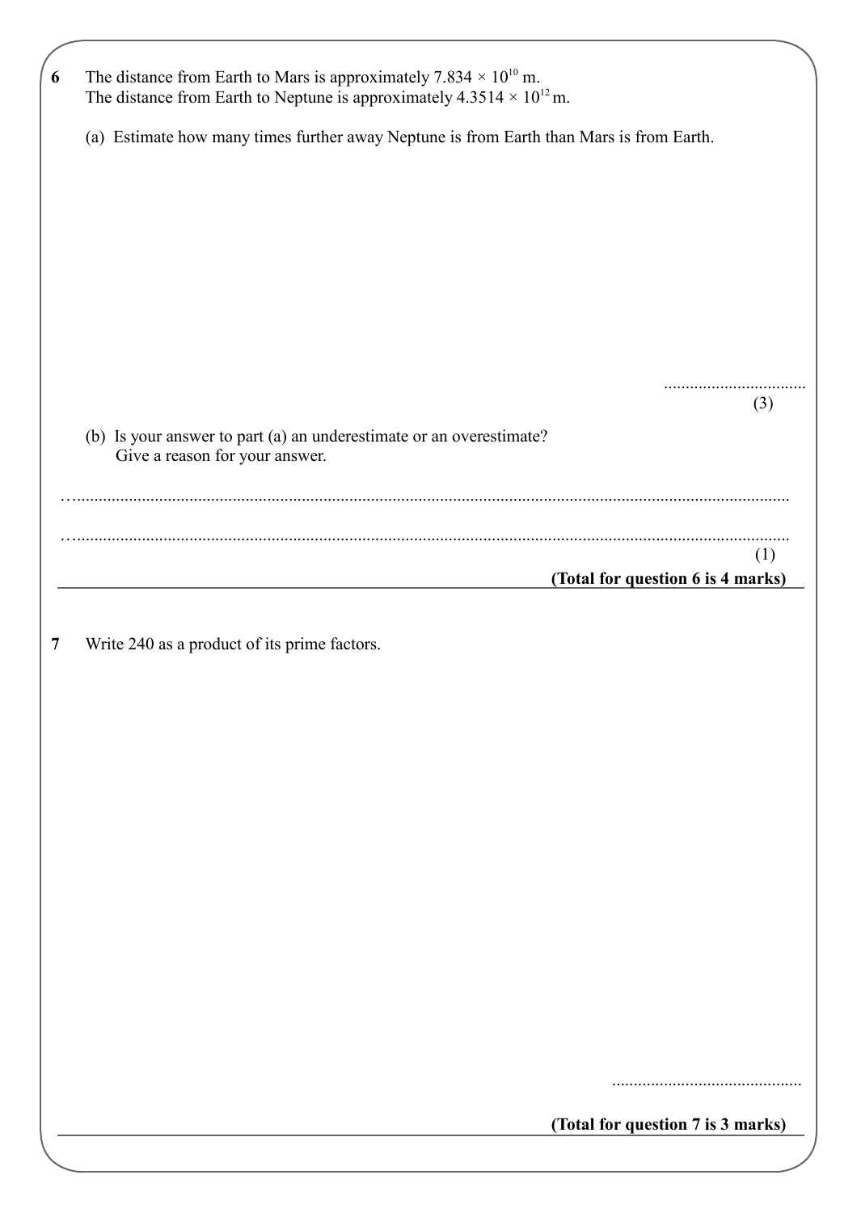**6** The distance from Earth to Mars is approximately $7.834 \times 10^{10}$ m.
The distance from Earth to Neptune is approximately $4.3514 \times 10^{12}$ m.

(a) Estimate how many times further away Neptune is from Earth than Mars is from Earth.

..................................
(3)

(b) Is your answer to part (a) an underestimate or an overestimate?
Give a reason for your answer.

……..........................................................................................................................................................

……..........................................................................................................................................................
(1)

**(Total for question 6 is 4 marks)**

---

**7** Write 240 as a product of its prime factors.

............................................

**(Total for question 7 is 3 marks)**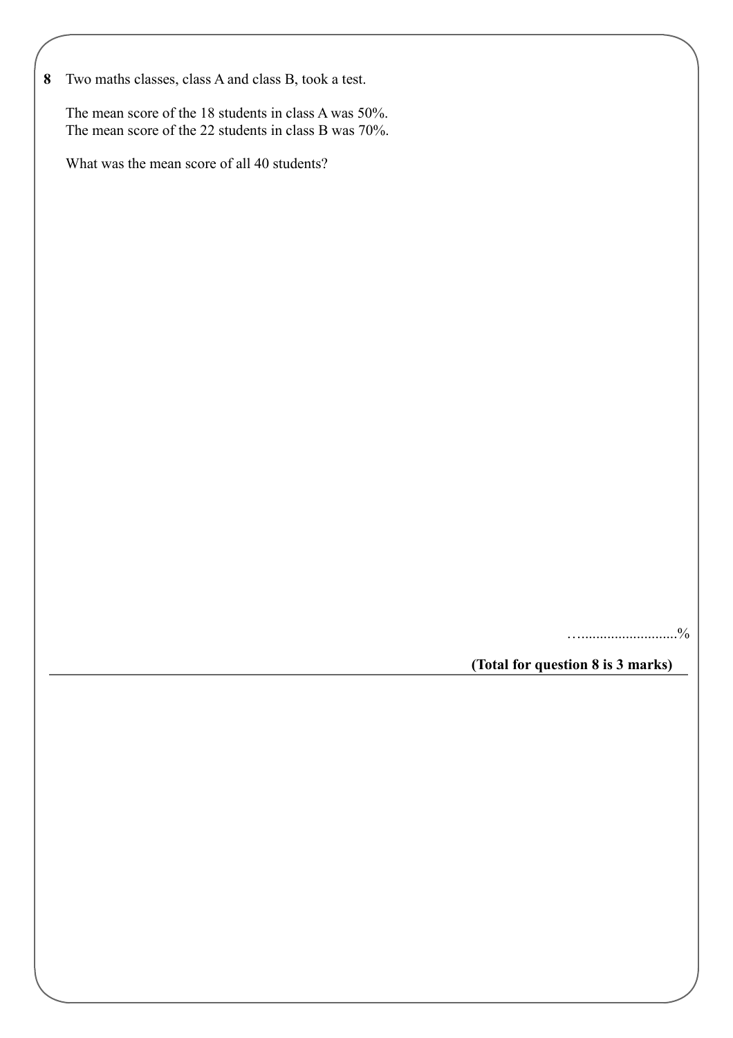**8** Two maths classes, class A and class B, took a test.

The mean score of the 18 students in class A was 50%.
The mean score of the 22 students in class B was 70%.

What was the mean score of all 40 students?

…..........................%

**(Total for question 8 is 3 marks)**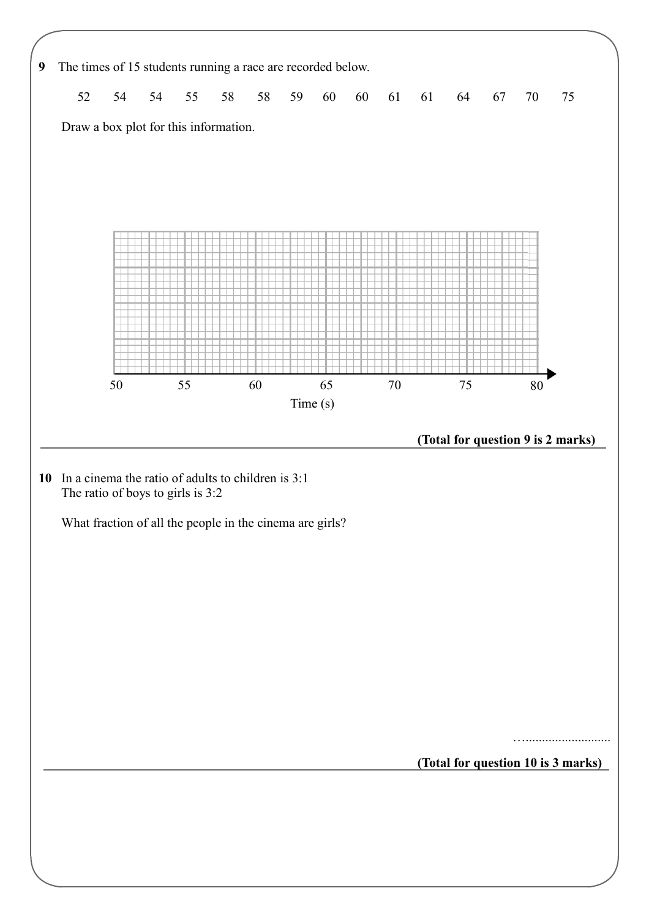**9** The times of 15 students running a race are recorded below.

52 54 54 55 58 58 59 60 60 61 61 64 67 70 75

Draw a box plot for this information.

50 55 60 65 70 75 80

Time (s)

**(Total for question 9 is 2 marks)**

---

**10** In a cinema the ratio of adults to children is 3:1
The ratio of boys to girls is 3:2

What fraction of all the people in the cinema are girls?

…..........................

**(Total for question 10 is 3 marks)**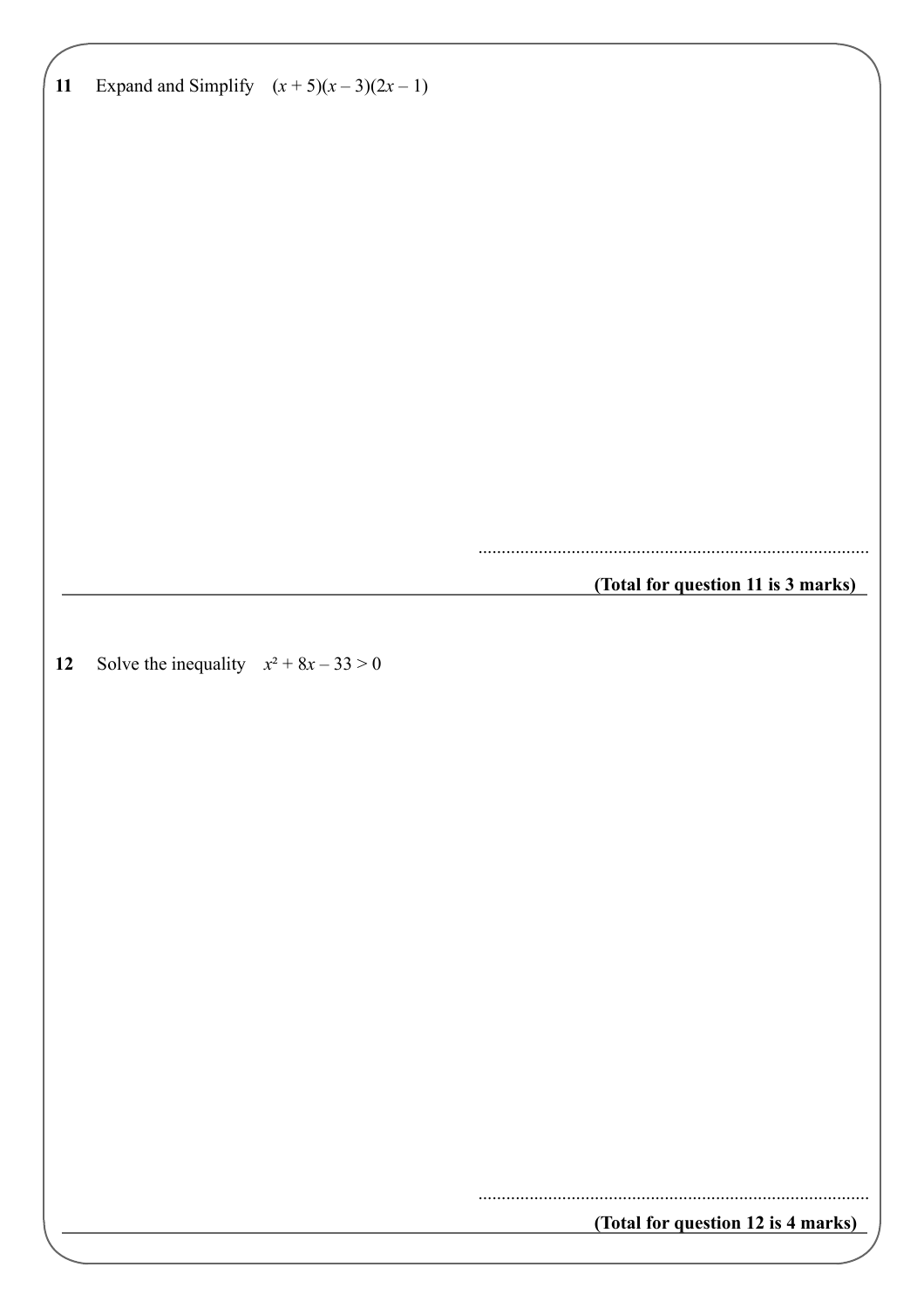**11** Expand and Simplify $(x + 5)(x - 3)(2x - 1)$

..................................................................................

**(Total for question 11 is 3 marks)**

---

**12** Solve the inequality $x^2 + 8x - 33 > 0$

..................................................................................

**(Total for question 12 is 4 marks)**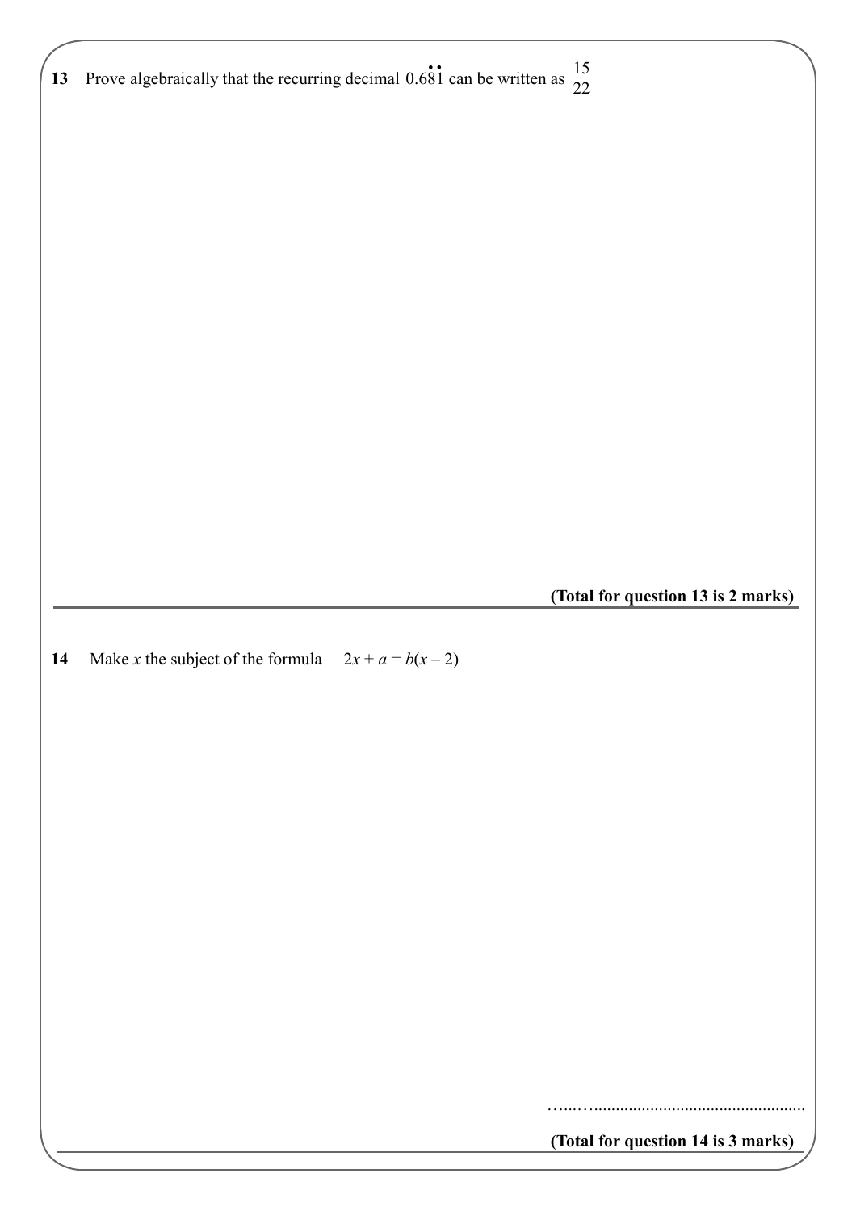**13** Prove algebraically that the recurring decimal $0.6\dot{8}\dot{1}$ can be written as $\frac{15}{22}$

**(Total for question 13 is 2 marks)**

---

**14** Make $x$ the subject of the formula $2x + a = b(x - 2)$

……...................................................

**(Total for question 14 is 3 marks)**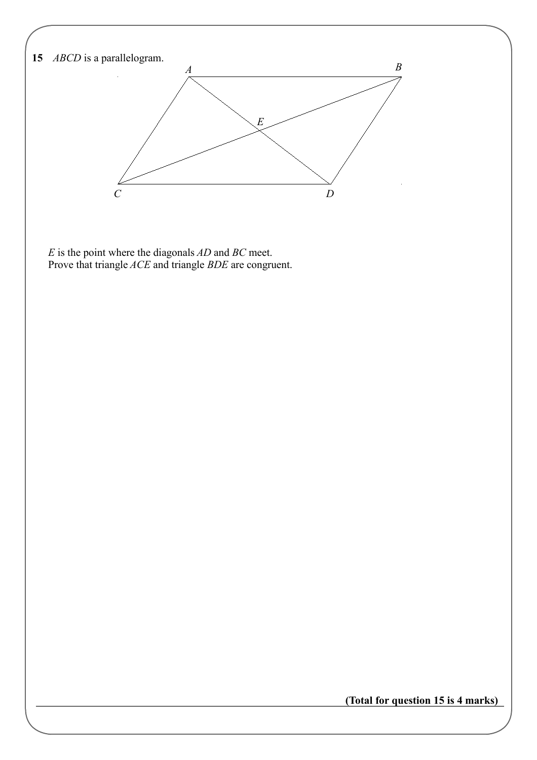**15** *ABCD* is a parallelogram.

*E* is the point where the diagonals *AD* and *BC* meet.
Prove that triangle *ACE* and triangle *BDE* are congruent.

**(Total for question 15 is 4 marks)**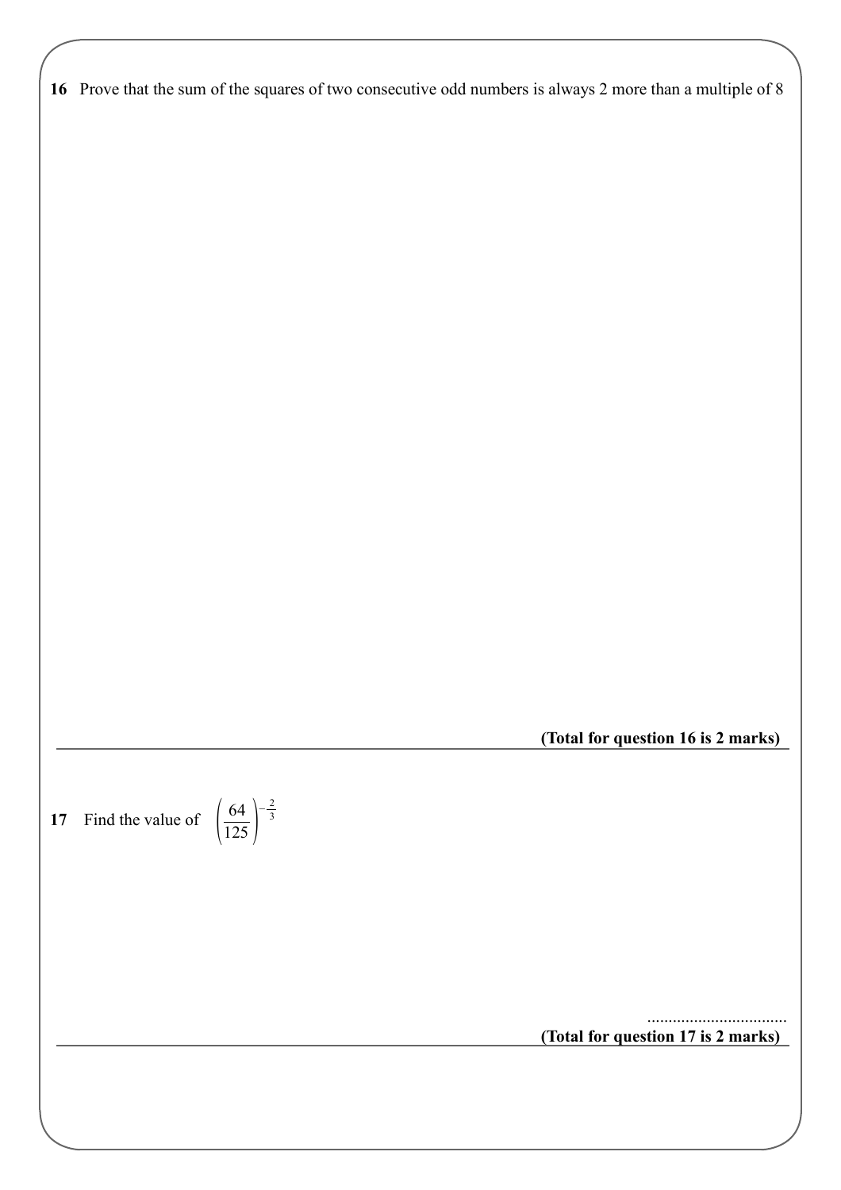**16** Prove that the sum of the squares of two consecutive odd numbers is always 2 more than a multiple of 8

**(Total for question 16 is 2 marks)**

---

**17** Find the value of $\left(\frac{64}{125}\right)^{-\frac{2}{3}}$

..................................

**(Total for question 17 is 2 marks)**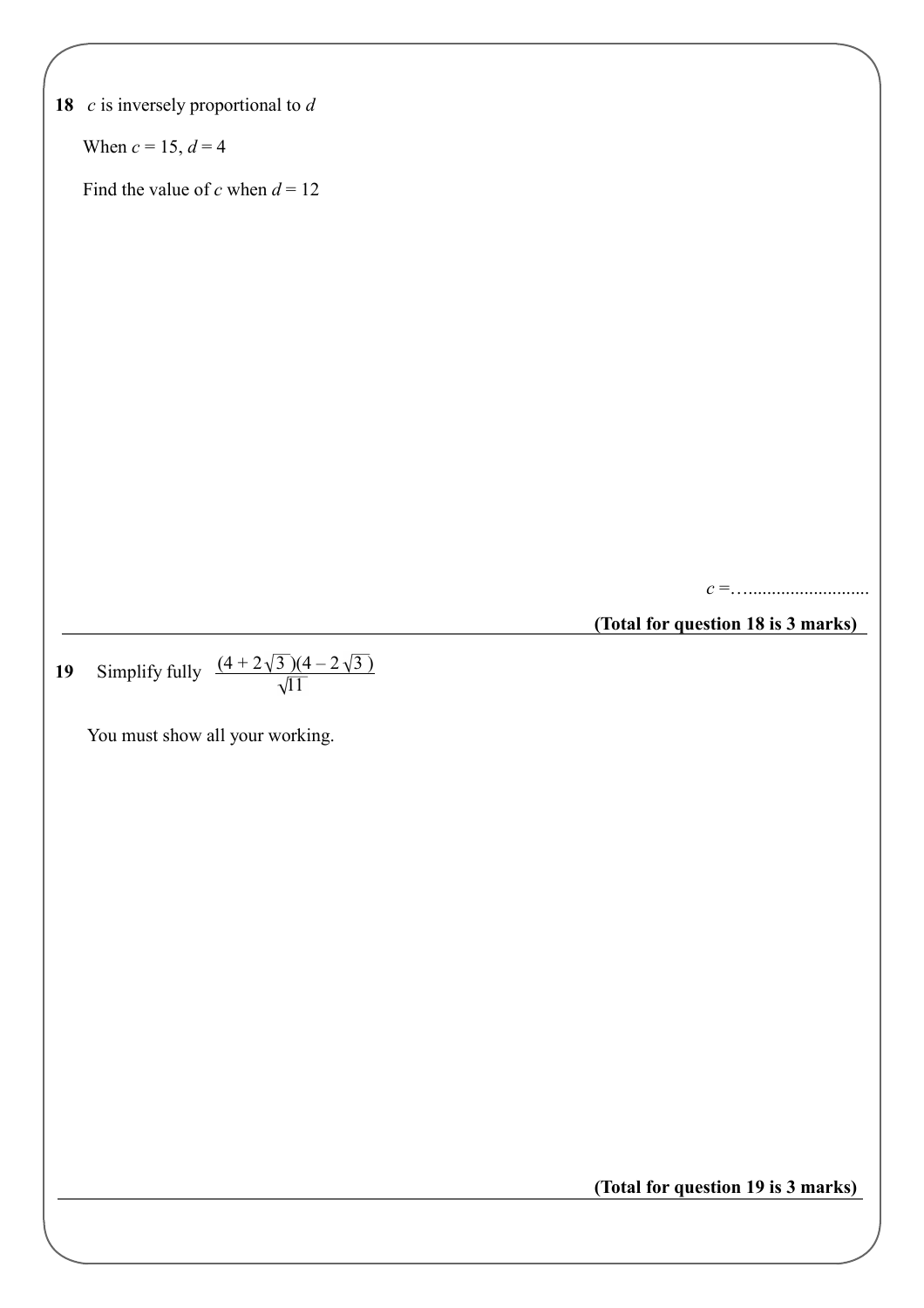**18** $c$ is inversely proportional to $d$

When $c = 15$, $d = 4$

Find the value of $c$ when $d = 12$

$c$ =…..........................

**(Total for question 18 is 3 marks)**

---

**19** Simplify fully $\dfrac{(4 + 2\sqrt{3})(4 - 2\sqrt{3})}{\sqrt{11}}$

You must show all your working.

**(Total for question 19 is 3 marks)**

---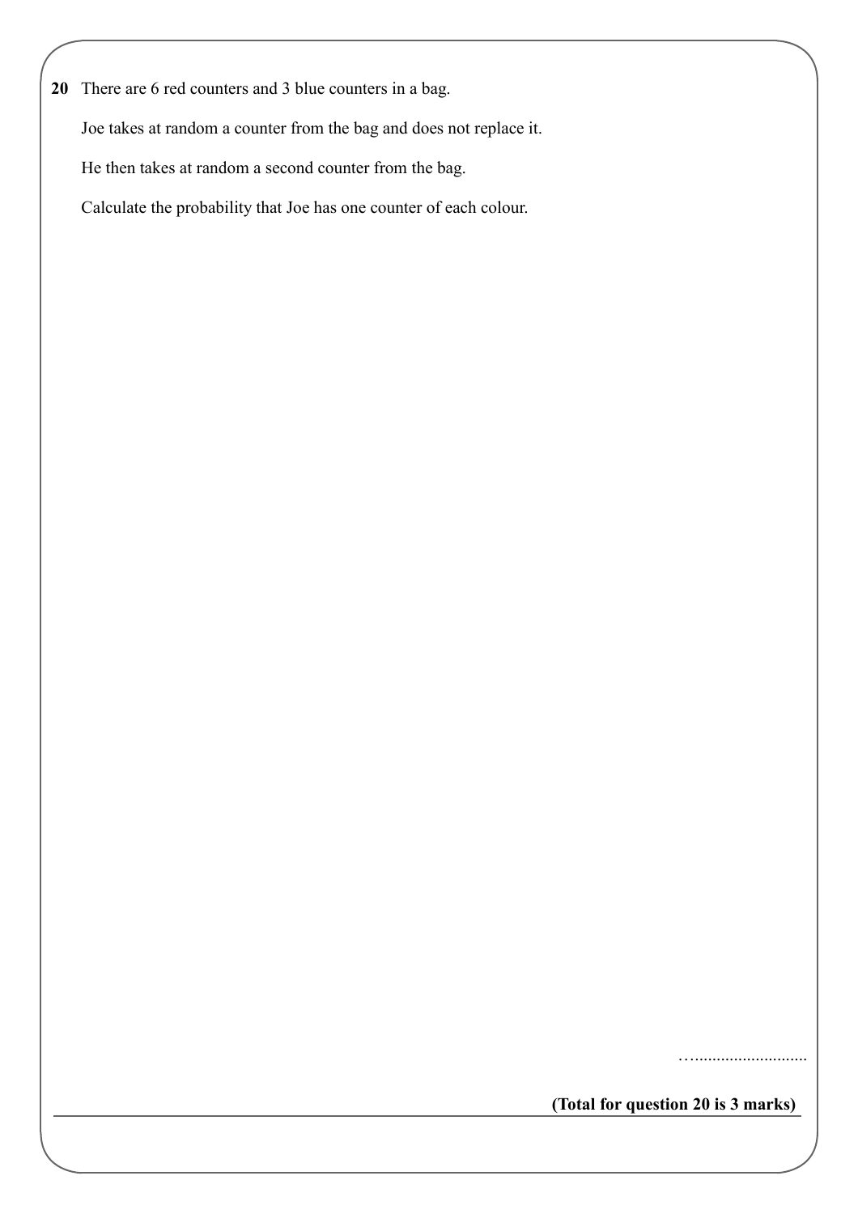**20** There are 6 red counters and 3 blue counters in a bag.

Joe takes at random a counter from the bag and does not replace it.

He then takes at random a second counter from the bag.

Calculate the probability that Joe has one counter of each colour.

…..........................

**(Total for question 20 is 3 marks)**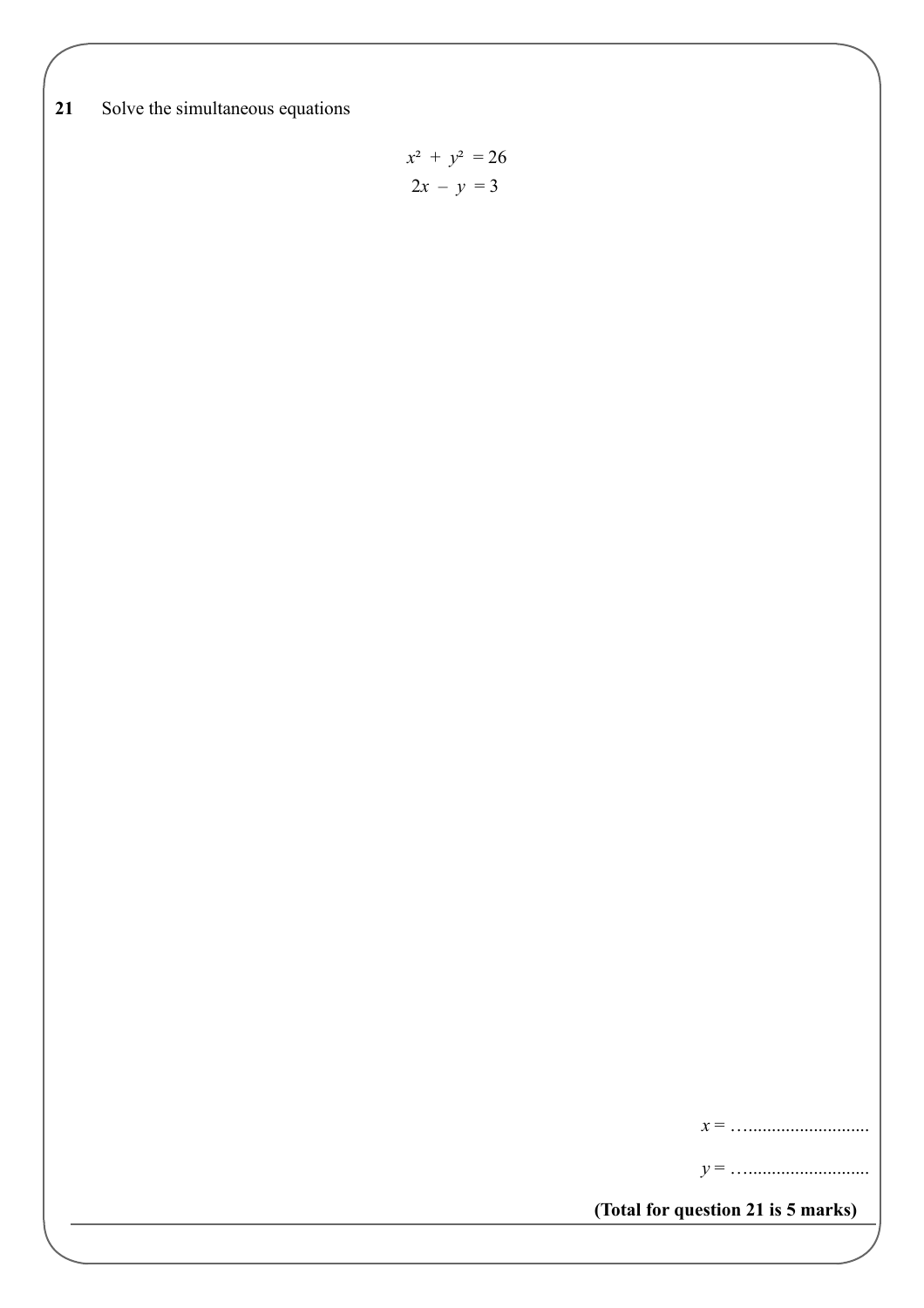**21** Solve the simultaneous equations

$$x^2 + y^2 = 26$$
$$2x - y = 3$$

$x =$ ……..........................

$y =$ ……..........................

**(Total for question 21 is 5 marks)**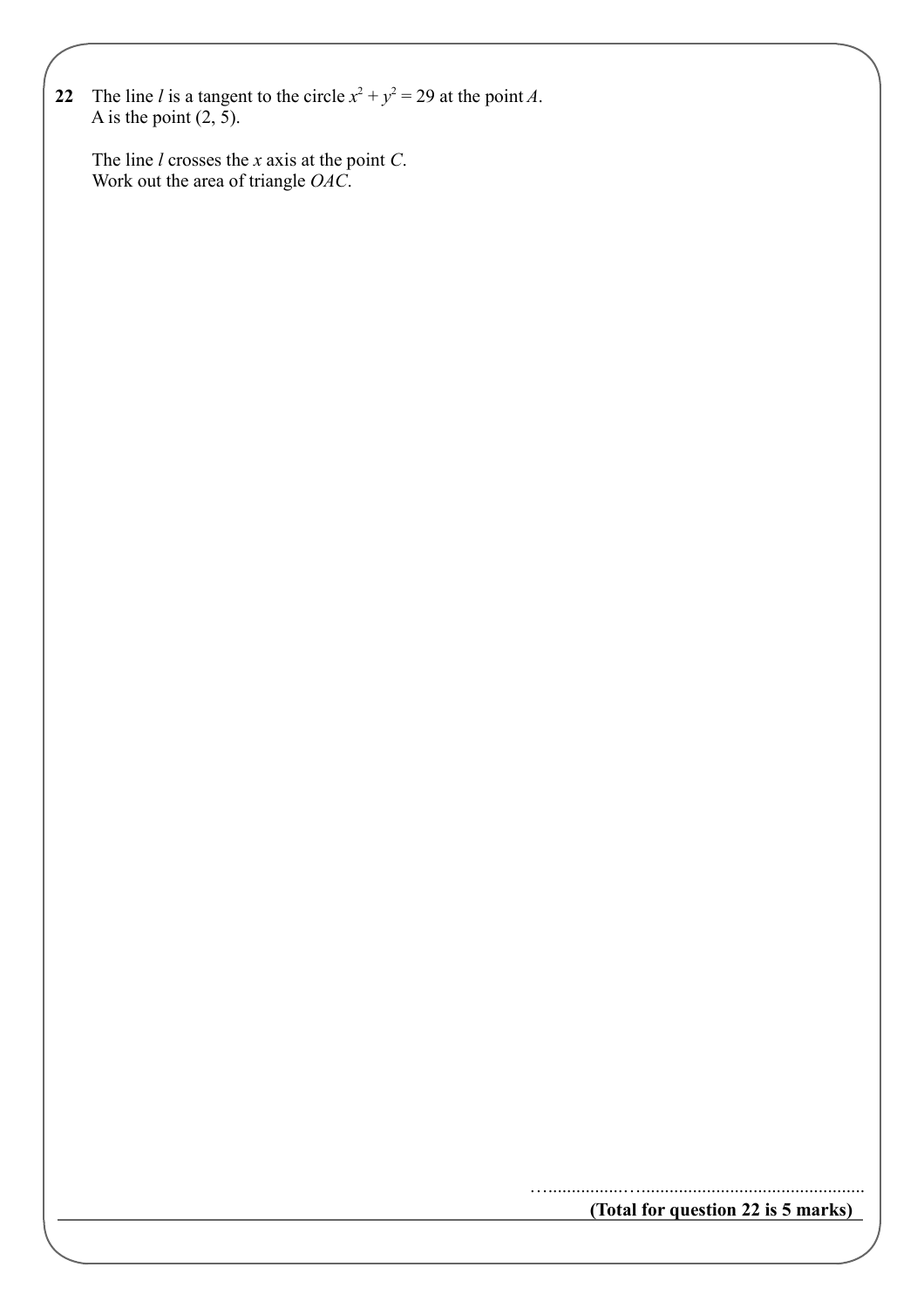**22** The line $l$ is a tangent to the circle $x^2 + y^2 = 29$ at the point $A$.
A is the point (2, 5).

The line $l$ crosses the $x$ axis at the point $C$.
Work out the area of triangle $OAC$.

……………………………………………………

**(Total for question 22 is 5 marks)**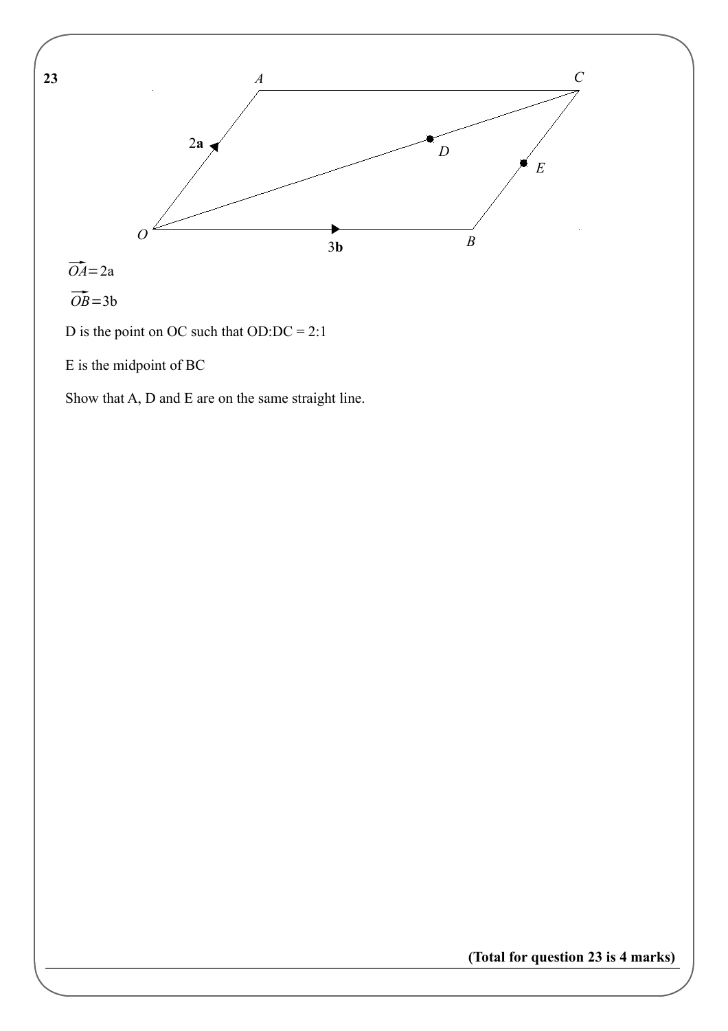**23**

$\overrightarrow{OA} = 2a$

$\overrightarrow{OB} = 3b$

D is the point on OC such that OD:DC = 2:1

E is the midpoint of BC

Show that A, D and E are on the same straight line.

**(Total for question 23 is 4 marks)**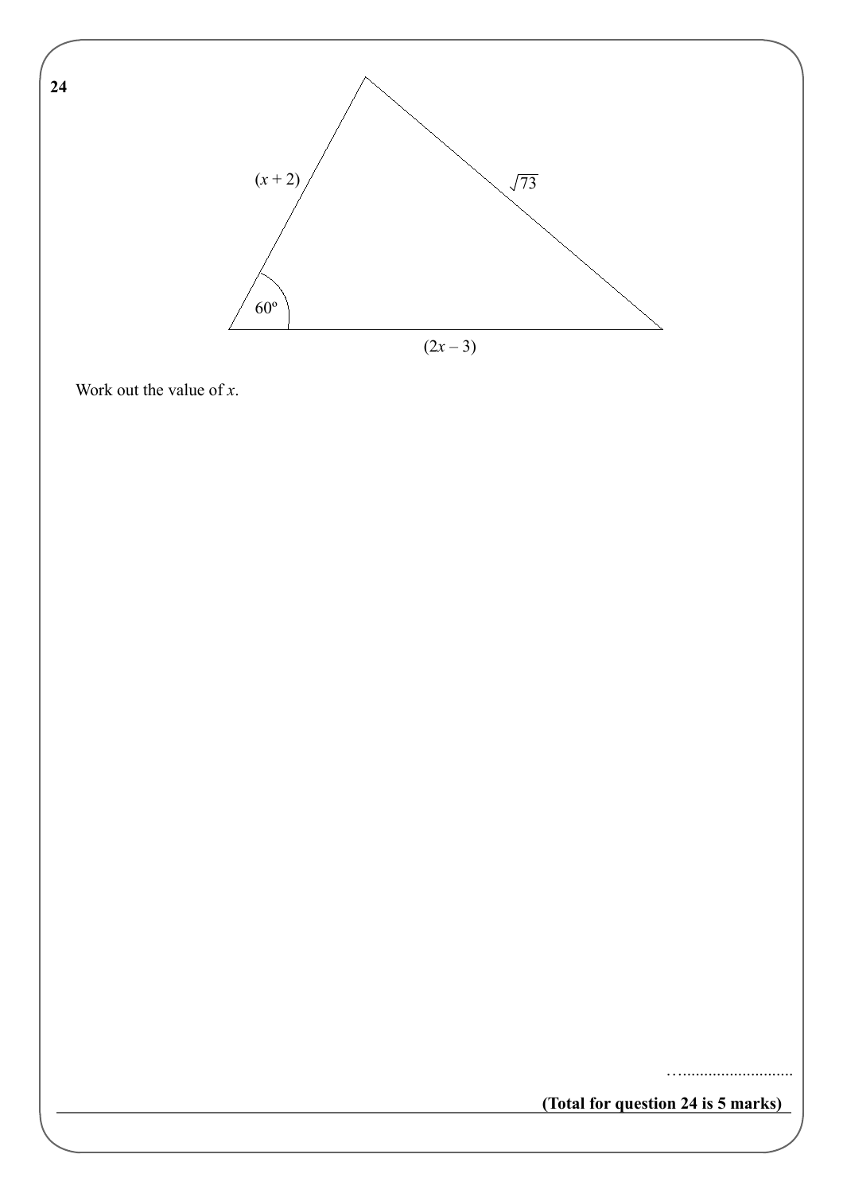**24**

$(x + 2)$

$\sqrt{73}$

$60^{\circ}$

$(2x - 3)$

Work out the value of $x$.

…..........................

**(Total for question 24 is 5 marks)**